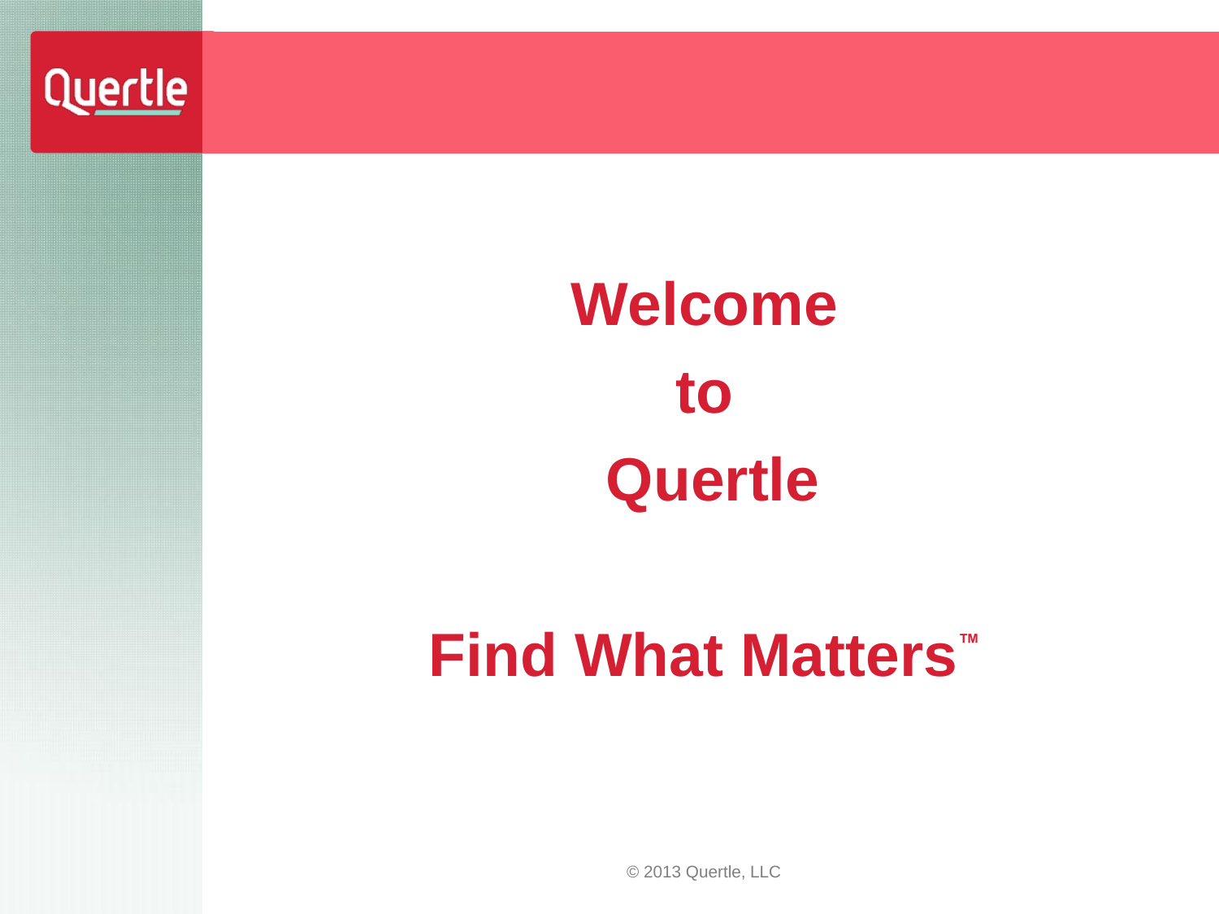Quertle

# Welcome to Quertle

## Find What Matters™

© 2013 Quertle, LLC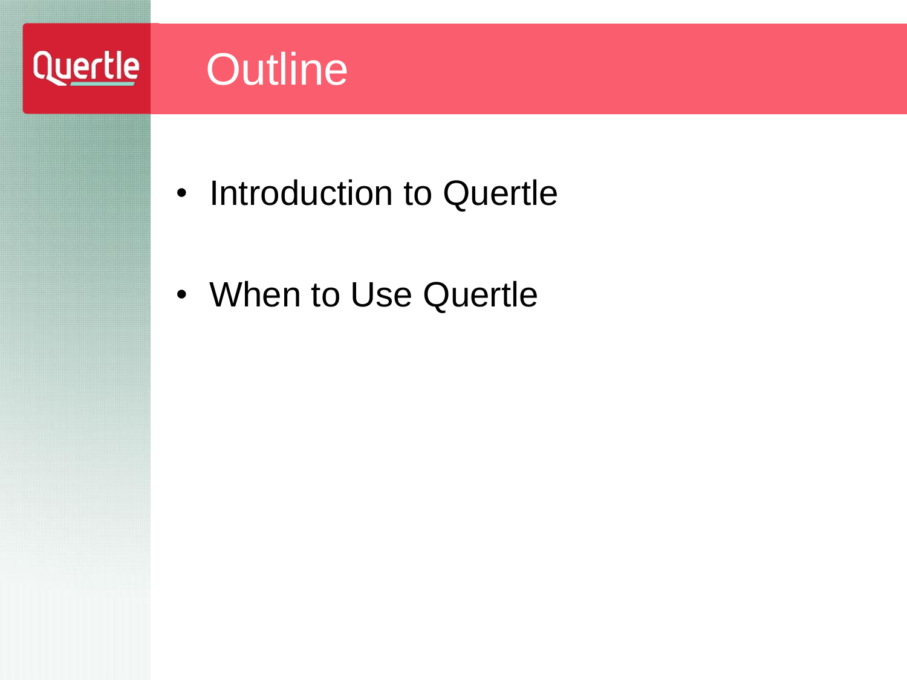# Outline

- Introduction to Quertle
- When to Use Quertle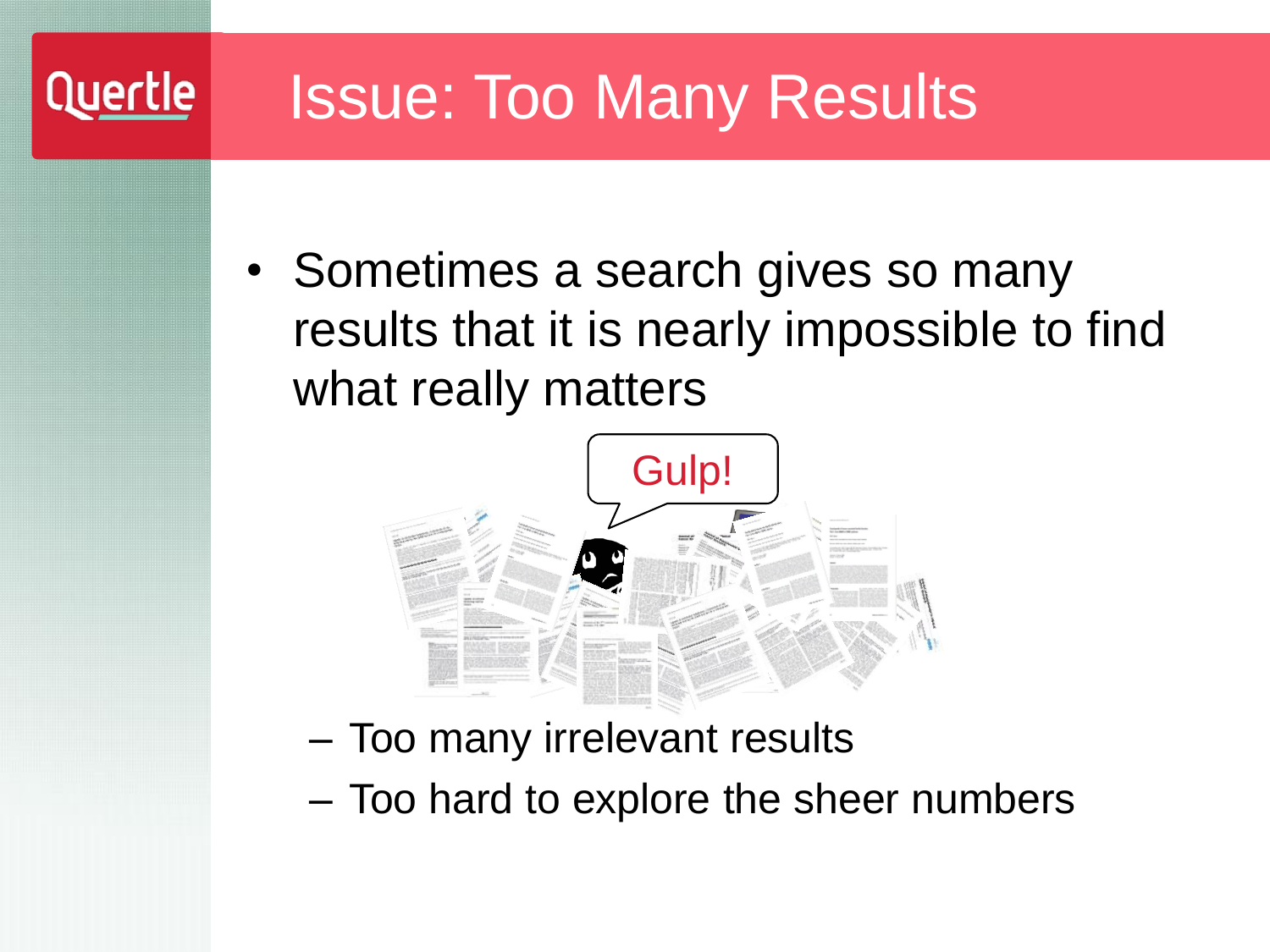# Issue: Too Many Results

- Sometimes a search gives so many results that it is nearly impossible to find what really matters
  - Too many irrelevant results
  - Too hard to explore the sheer numbers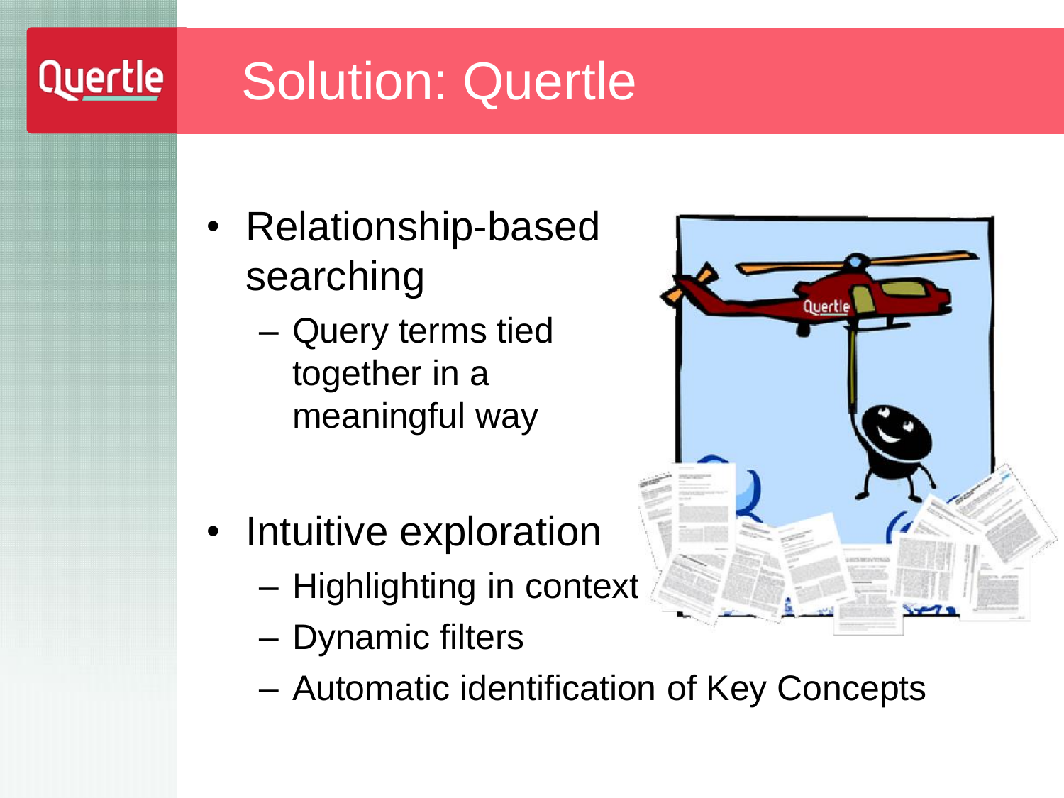# Solution: Quertle

- Relationship-based searching
  - Query terms tied together in a meaningful way
- Intuitive exploration
  - Highlighting in context
  - Dynamic filters
  - Automatic identification of Key Concepts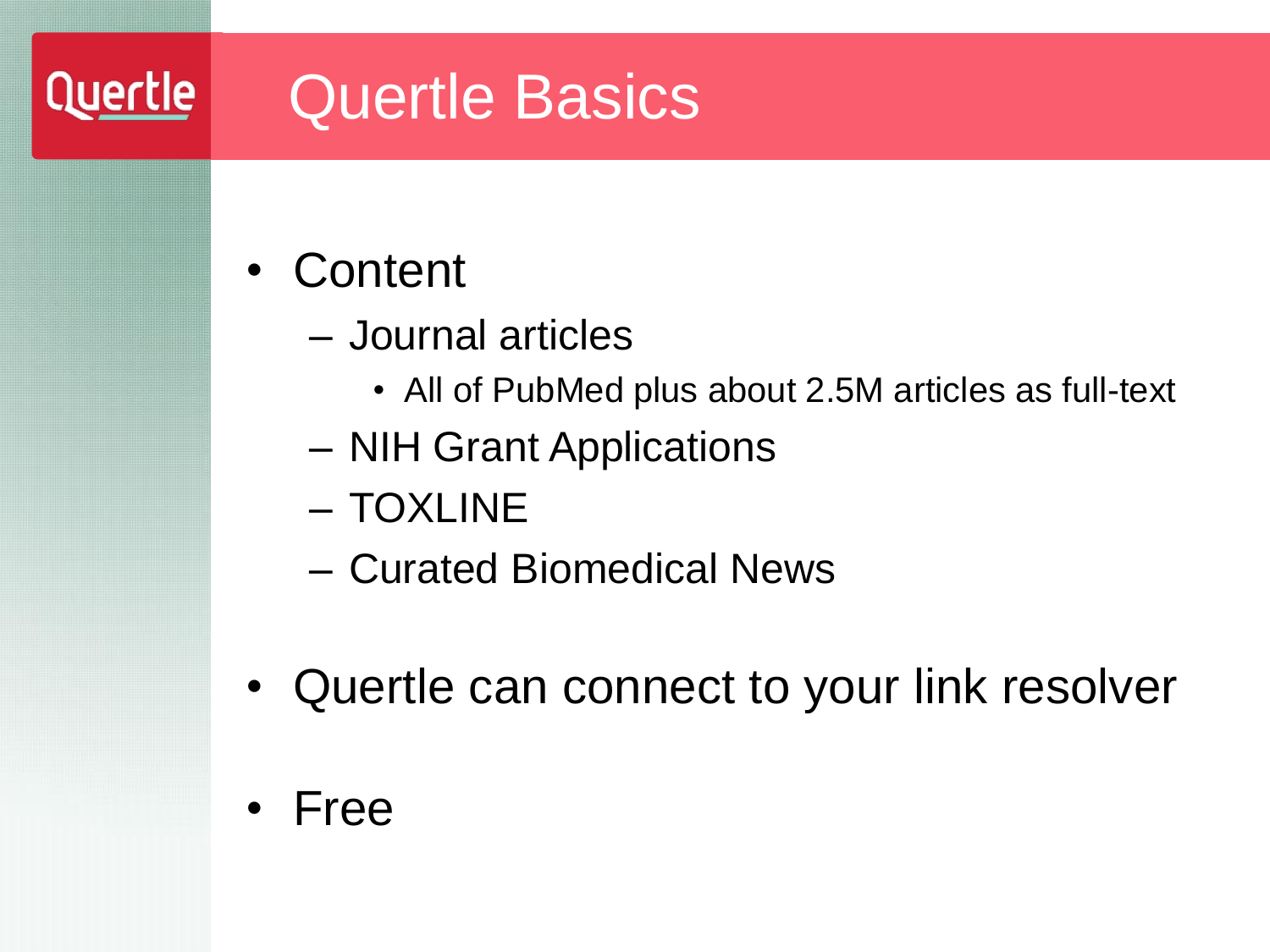# Quertle Basics

- Content
  - Journal articles
    - All of PubMed plus about 2.5M articles as full-text
  - NIH Grant Applications
  - TOXLINE
  - Curated Biomedical News
- Quertle can connect to your link resolver
- Free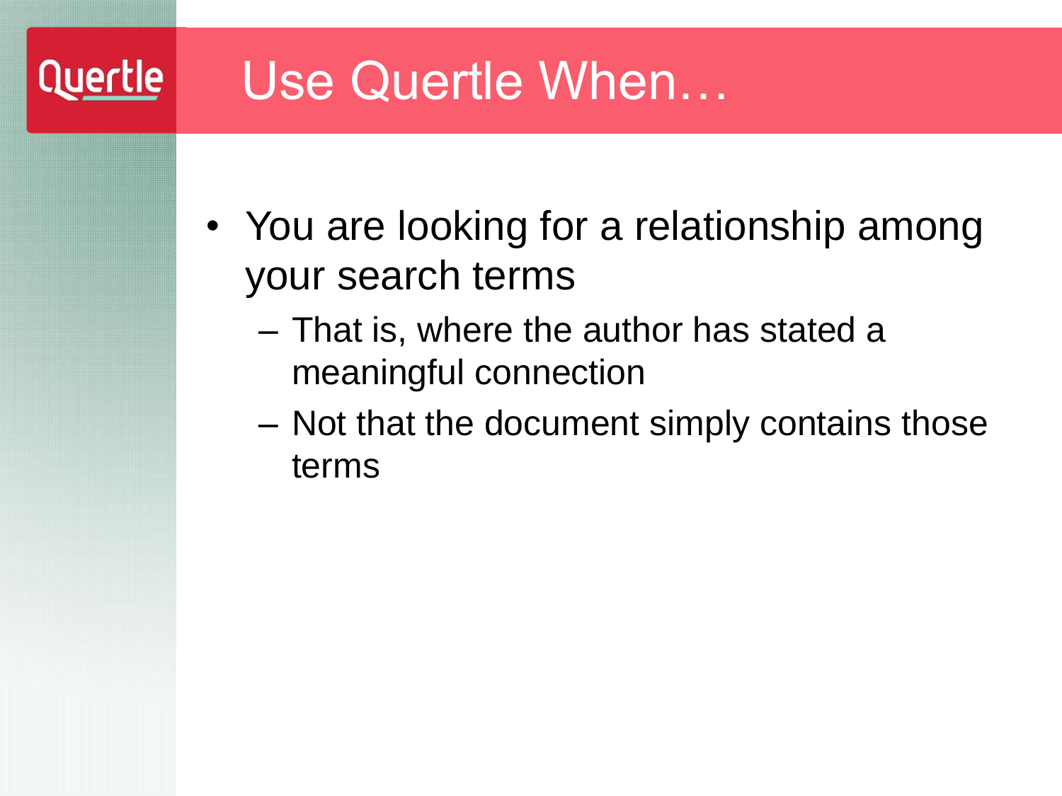# Use Quertle When…

- You are looking for a relationship among your search terms
  - That is, where the author has stated a meaningful connection
  - Not that the document simply contains those terms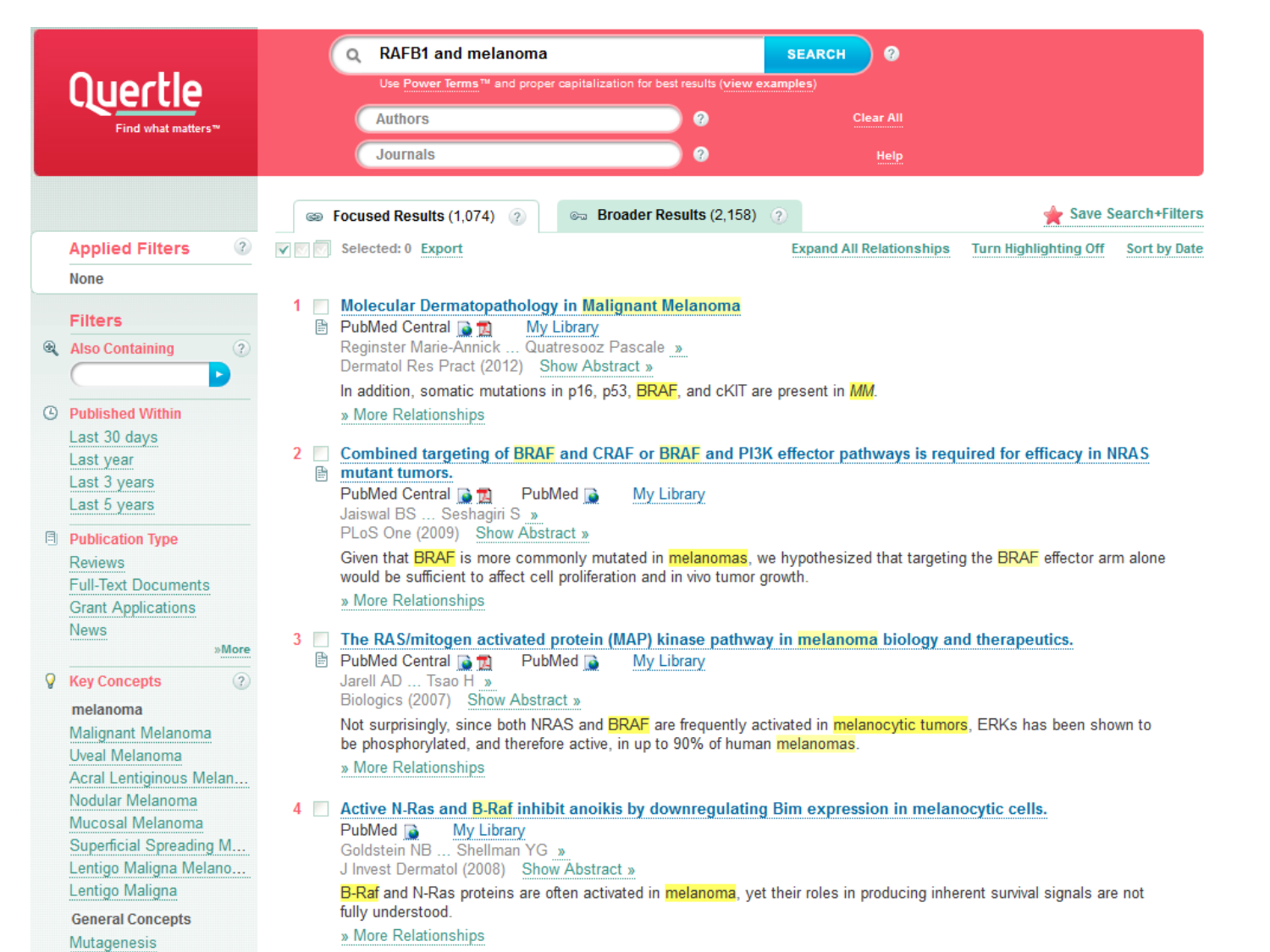Quertle
Find what matters™

RAFB1 and melanoma SEARCH

Use Power Terms™ and proper capitalization for best results (view examples)

Authors

Journals

Clear All

Help

Focused Results (1,074) | Broader Results (2,158) | Save Search+Filters

Selected: 0 Export | Expand All Relationships | Turn Highlighting Off | Sort by Date

**Applied Filters**

None

**Filters**

Also Containing

Published Within
- Last 30 days
- Last year
- Last 3 years
- Last 5 years

Publication Type
- Reviews
- Full-Text Documents
- Grant Applications
- News

»More

Key Concepts

melanoma
- Malignant Melanoma
- Uveal Melanoma
- Acral Lentiginous Melan...
- Nodular Melanoma
- Mucosal Melanoma
- Superficial Spreading M...
- Lentigo Maligna Melano...
- Lentigo Maligna

General Concepts
- Mutagenesis

1. **Molecular Dermatopathology in Malignant Melanoma**
PubMed Central My Library
Reginster Marie-Annick ... Quatresooz Pascale »
Dermatol Res Pract (2012) Show Abstract »
In addition, somatic mutations in p16, p53, BRAF, and cKIT are present in MM.
» More Relationships

2. **Combined targeting of BRAF and CRAF or BRAF and PI3K effector pathways is required for efficacy in NRAS mutant tumors.**
PubMed Central PubMed My Library
Jaiswal BS ... Seshagiri S »
PLoS One (2009) Show Abstract »
Given that BRAF is more commonly mutated in melanomas, we hypothesized that targeting the BRAF effector arm alone would be sufficient to affect cell proliferation and in vivo tumor growth.
» More Relationships

3. **The RAS/mitogen activated protein (MAP) kinase pathway in melanoma biology and therapeutics.**
PubMed Central PubMed My Library
Jarell AD ... Tsao H »
Biologics (2007) Show Abstract »
Not surprisingly, since both NRAS and BRAF are frequently activated in melanocytic tumors, ERKs has been shown to be phosphorylated, and therefore active, in up to 90% of human melanomas.
» More Relationships

4. **Active N-Ras and B-Raf inhibit anoikis by downregulating Bim expression in melanocytic cells.**
PubMed My Library
Goldstein NB ... Shellman YG »
J Invest Dermatol (2008) Show Abstract »
B-Raf and N-Ras proteins are often activated in melanoma, yet their roles in producing inherent survival signals are not fully understood.
» More Relationships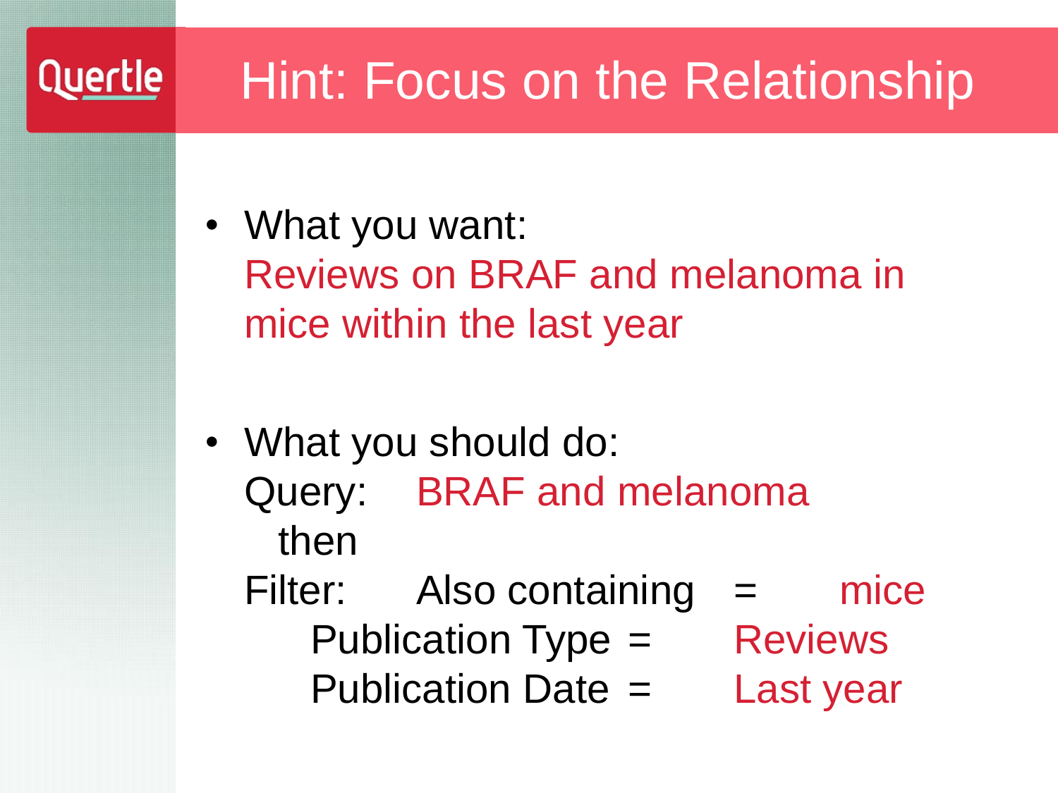# Hint: Focus on the Relationship

- What you want:
  Reviews on BRAF and melanoma in mice within the last year

- What you should do:
  Query: BRAF and melanoma
  then
  Filter: Also containing = mice
  Publication Type = Reviews
  Publication Date = Last year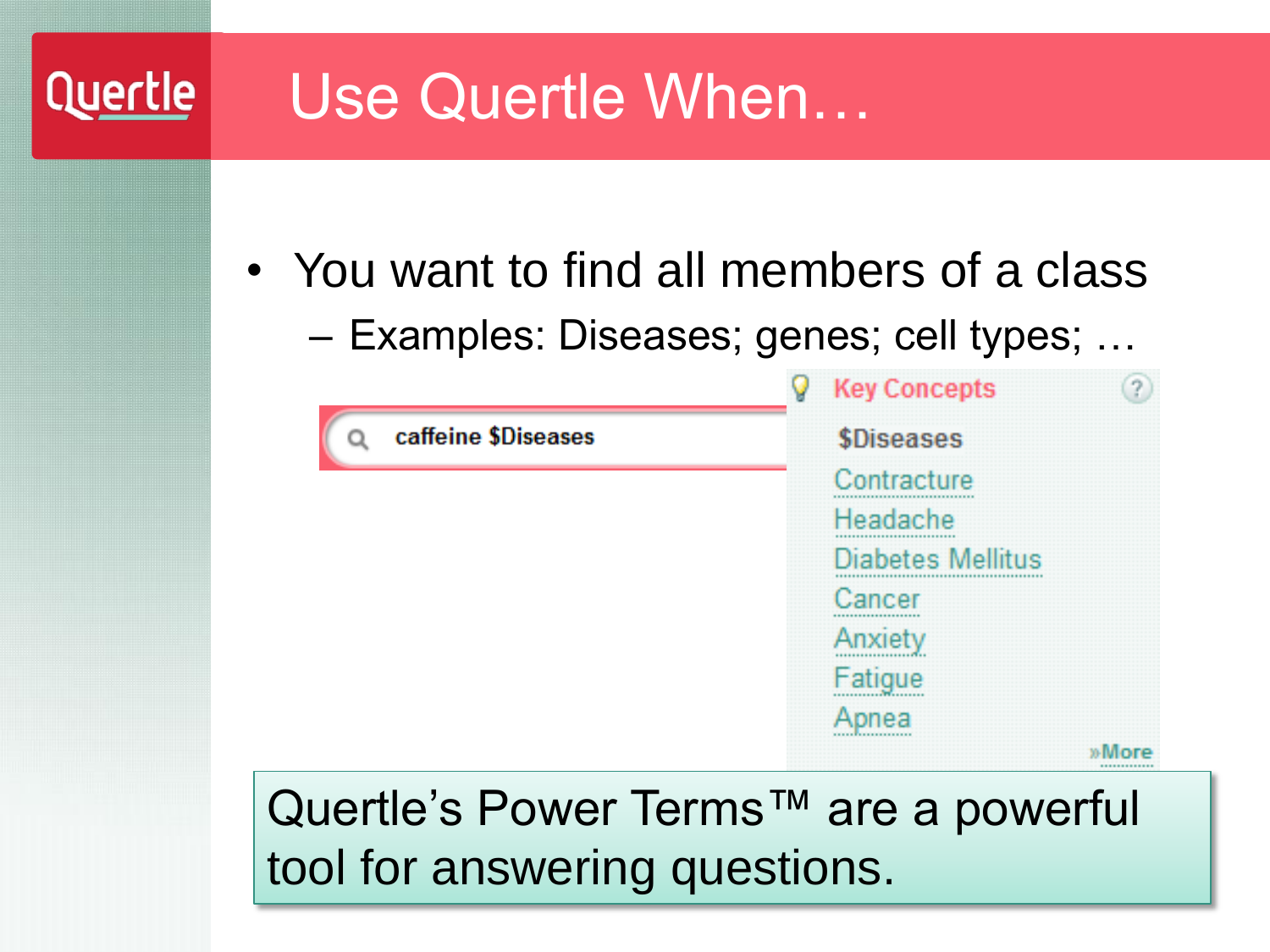# Use Quertle When…

- You want to find all members of a class
  - Examples: Diseases; genes; cell types; …

caffeine $Diseases

Key Concepts

$Diseases
Contracture
Headache
Diabetes Mellitus
Cancer
Anxiety
Fatigue
Apnea
»More

Quertle's Power Terms™ are a powerful tool for answering questions.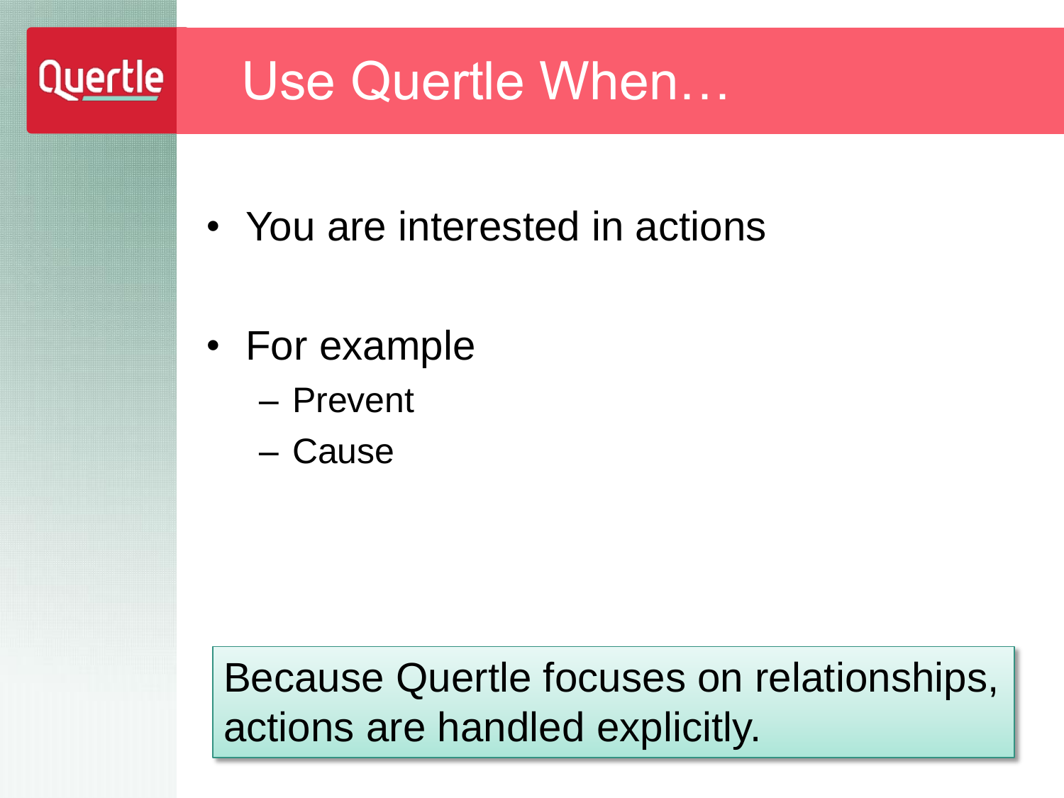Quertle

# Use Quertle When…

- You are interested in actions
- For example
  - Prevent
  - Cause

Because Quertle focuses on relationships, actions are handled explicitly.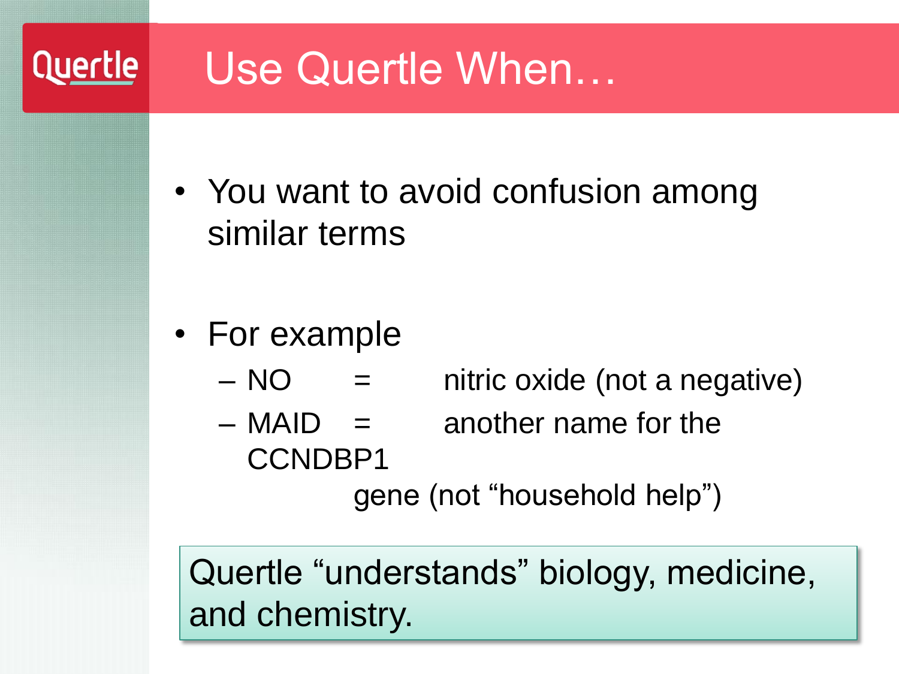# Use Quertle When…

- You want to avoid confusion among similar terms

- For example
  - NO = nitric oxide (not a negative)
  - MAID = another name for the CCNDBP1 gene (not "household help")

Quertle "understands" biology, medicine, and chemistry.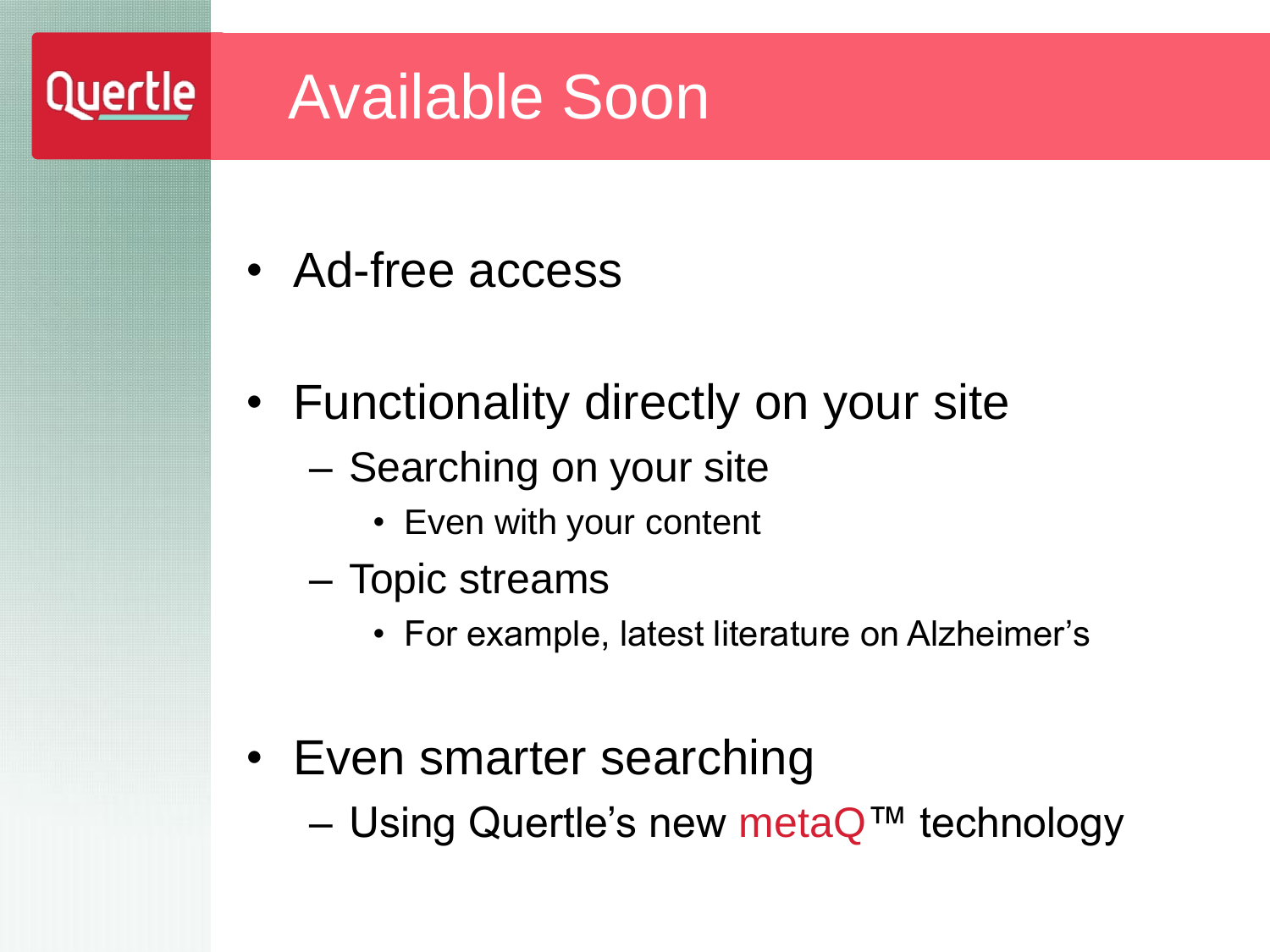# Available Soon

- Ad-free access
- Functionality directly on your site
  - Searching on your site
    - Even with your content
  - Topic streams
    - For example, latest literature on Alzheimer's
- Even smarter searching
  - Using Quertle's new metaQ™ technology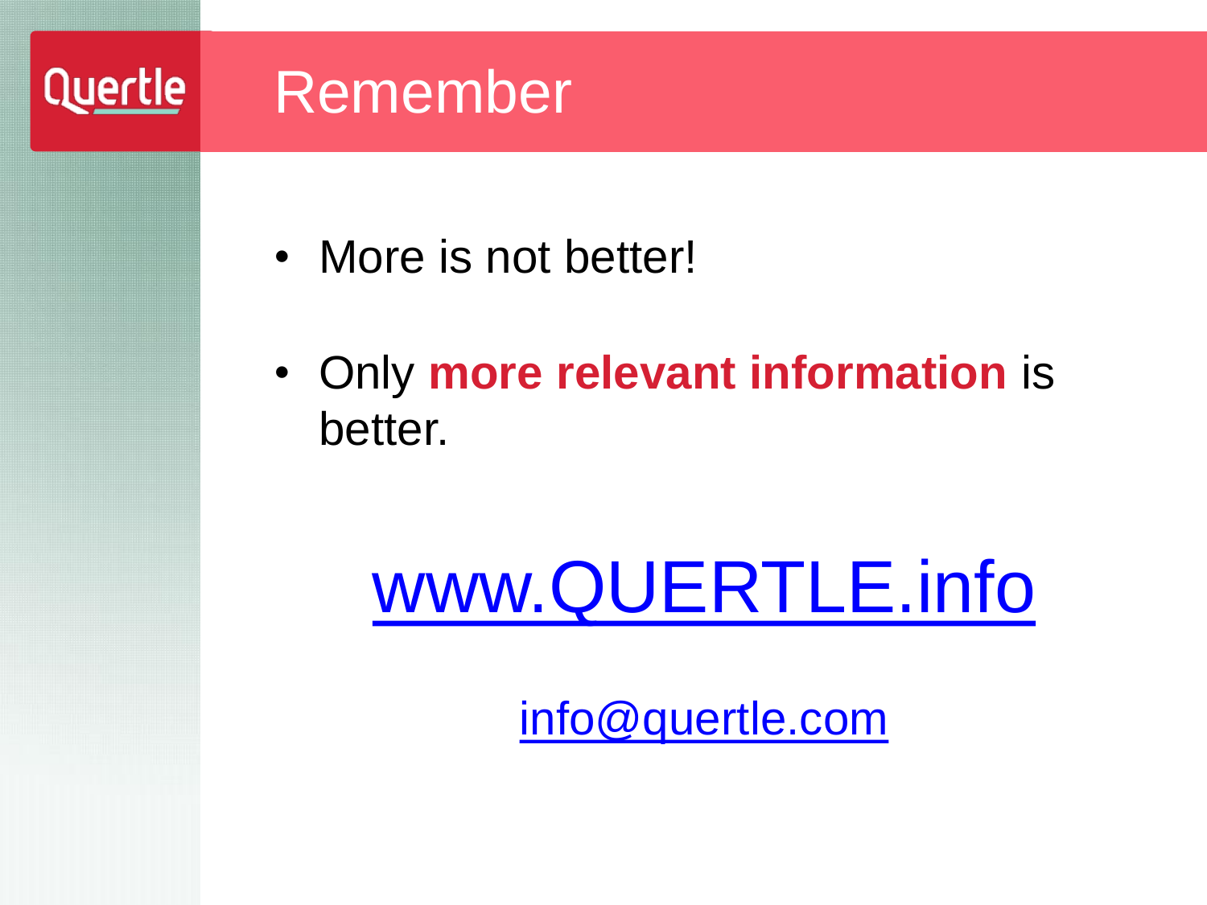# Remember

- More is not better!
- Only **more relevant information** is better.

www.QUERTLE.info

info@quertle.com